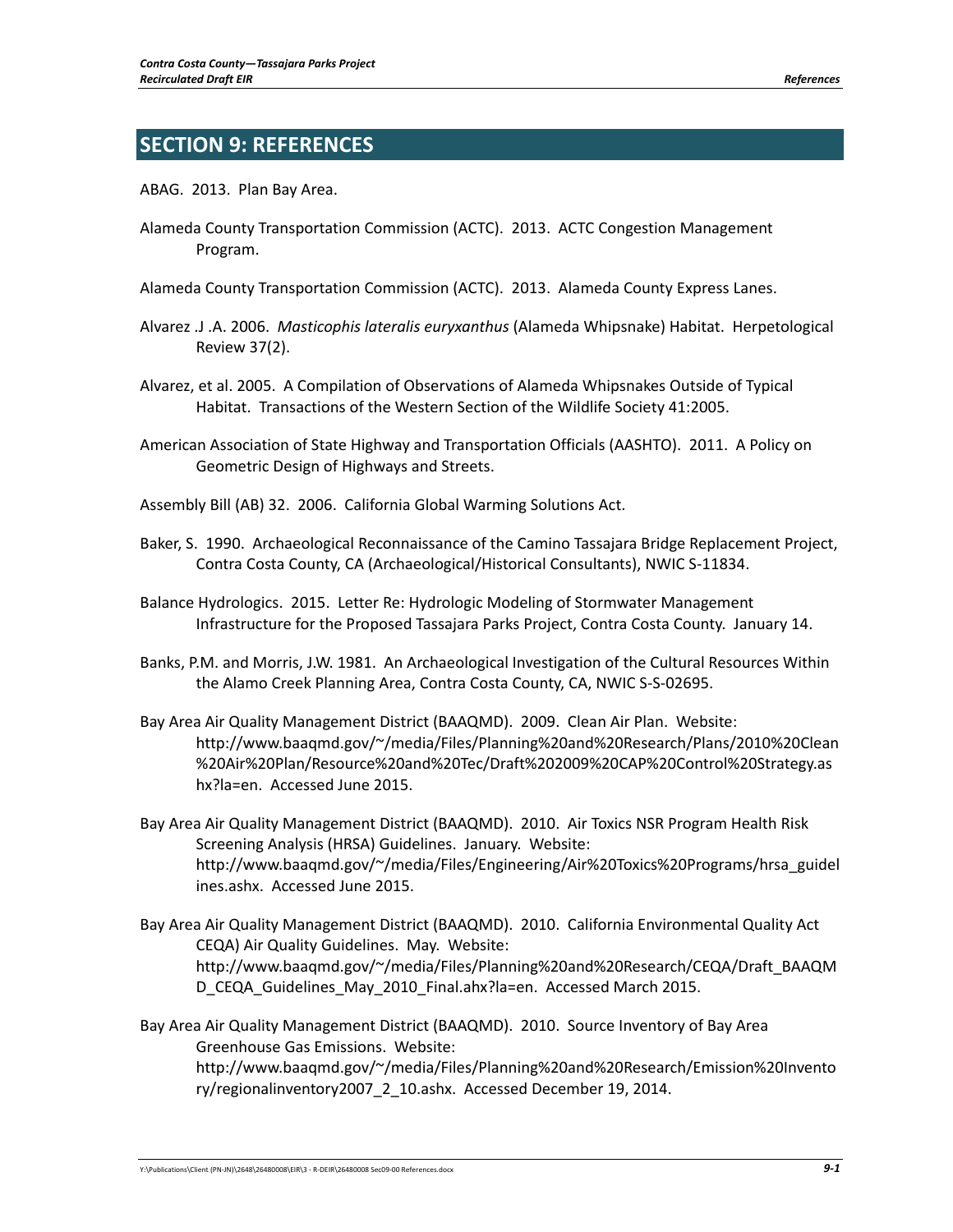## SECTION 9: REFERENCES

ABAG. 2013. Plan Bay Area.

Alameda County Transportation Commission (ACTC). 2013. ACTC Congestion Management Program.

Alameda County Transportation Commission (ACTC). 2013. Alameda County Express Lanes.

Alvarez .J .A. 2006. *Masticophis lateralis euryxanthus* (Alameda Whipsnake) Habitat. Herpetological Review 37(2).

Alvarez, et al. 2005. A Compilation of Observations of Alameda Whipsnakes Outside of Typical Habitat. Transactions of the Western Section of the Wildlife Society 41:2005.

American Association of State Highway and Transportation Officials (AASHTO). 2011. A Policy on Geometric Design of Highways and Streets.

Assembly Bill (AB) 32. 2006. California Global Warming Solutions Act.

Baker, S. 1990. Archaeological Reconnaissance of the Camino Tassajara Bridge Replacement Project, Contra Costa County, CA (Archaeological/Historical Consultants), NWIC S-11834.

Balance Hydrologics. 2015. Letter Re: Hydrologic Modeling of Stormwater Management Infrastructure for the Proposed Tassajara Parks Project, Contra Costa County. January 14.

Banks, P.M. and Morris, J.W. 1981. An Archaeological Investigation of the Cultural Resources Within the Alamo Creek Planning Area, Contra Costa County, CA, NWIC S-S-02695.

Bay Area Air Quality Management District (BAAQMD). 2009. Clean Air Plan. Website: http://www.baaqmd.gov/~/media/Files/Planning%20and%20Research/Plans/2010%20Clean%20Air%20Plan/Resource%20and%20Tec/Draft%202009%20CAP%20Control%20Strategy.ashx?la=en. Accessed June 2015.

Bay Area Air Quality Management District (BAAQMD). 2010. Air Toxics NSR Program Health Risk Screening Analysis (HRSA) Guidelines. January. Website: http://www.baaqmd.gov/~/media/Files/Engineering/Air%20Toxics%20Programs/hrsa_guidelines.ashx. Accessed June 2015.

Bay Area Air Quality Management District (BAAQMD). 2010. California Environmental Quality Act CEQA) Air Quality Guidelines. May. Website: http://www.baaqmd.gov/~/media/Files/Planning%20and%20Research/CEQA/Draft_BAAQMD_CEQA_Guidelines_May_2010_Final.ahx?la=en. Accessed March 2015.

Bay Area Air Quality Management District (BAAQMD). 2010. Source Inventory of Bay Area Greenhouse Gas Emissions. Website: http://www.baaqmd.gov/~/media/Files/Planning%20and%20Research/Emission%20Inventory/regionalinventory2007_2_10.ashx. Accessed December 19, 2014.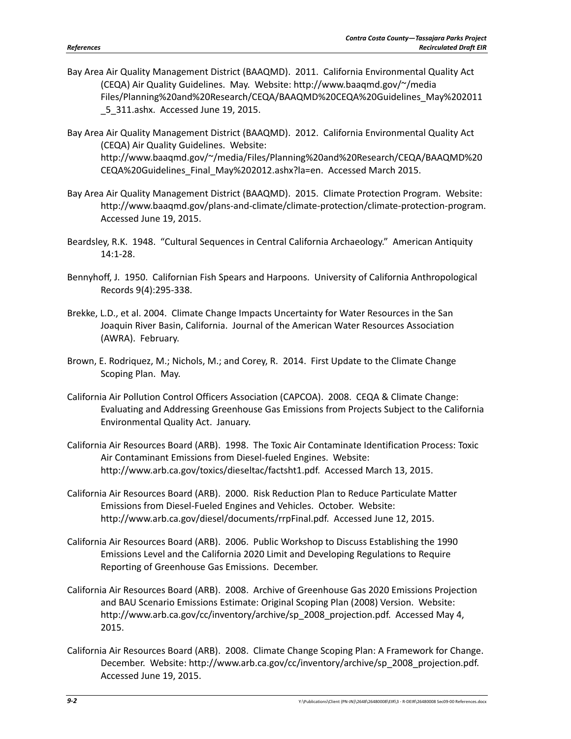Bay Area Air Quality Management District (BAAQMD). 2011. California Environmental Quality Act (CEQA) Air Quality Guidelines. May. Website: http://www.baaqmd.gov/~/media Files/Planning%20and%20Research/CEQA/BAAQMD%20CEQA%20Guidelines_May%202011_5_311.ashx. Accessed June 19, 2015.

Bay Area Air Quality Management District (BAAQMD). 2012. California Environmental Quality Act (CEQA) Air Quality Guidelines. Website: http://www.baaqmd.gov/~/media/Files/Planning%20and%20Research/CEQA/BAAQMD%20CEQA%20Guidelines_Final_May%202012.ashx?la=en. Accessed March 2015.

Bay Area Air Quality Management District (BAAQMD). 2015. Climate Protection Program. Website: http://www.baaqmd.gov/plans-and-climate/climate-protection/climate-protection-program. Accessed June 19, 2015.

Beardsley, R.K. 1948. "Cultural Sequences in Central California Archaeology." American Antiquity 14:1-28.

Bennyhoff, J. 1950. Californian Fish Spears and Harpoons. University of California Anthropological Records 9(4):295-338.

Brekke, L.D., et al. 2004. Climate Change Impacts Uncertainty for Water Resources in the San Joaquin River Basin, California. Journal of the American Water Resources Association (AWRA). February.

Brown, E. Rodriquez, M.; Nichols, M.; and Corey, R. 2014. First Update to the Climate Change Scoping Plan. May.

California Air Pollution Control Officers Association (CAPCOA). 2008. CEQA & Climate Change: Evaluating and Addressing Greenhouse Gas Emissions from Projects Subject to the California Environmental Quality Act. January.

California Air Resources Board (ARB). 1998. The Toxic Air Contaminate Identification Process: Toxic Air Contaminant Emissions from Diesel-fueled Engines. Website: http://www.arb.ca.gov/toxics/dieseltac/factsht1.pdf. Accessed March 13, 2015.

California Air Resources Board (ARB). 2000. Risk Reduction Plan to Reduce Particulate Matter Emissions from Diesel-Fueled Engines and Vehicles. October. Website: http://www.arb.ca.gov/diesel/documents/rrpFinal.pdf. Accessed June 12, 2015.

California Air Resources Board (ARB). 2006. Public Workshop to Discuss Establishing the 1990 Emissions Level and the California 2020 Limit and Developing Regulations to Require Reporting of Greenhouse Gas Emissions. December.

California Air Resources Board (ARB). 2008. Archive of Greenhouse Gas 2020 Emissions Projection and BAU Scenario Emissions Estimate: Original Scoping Plan (2008) Version. Website: http://www.arb.ca.gov/cc/inventory/archive/sp_2008_projection.pdf. Accessed May 4, 2015.

California Air Resources Board (ARB). 2008. Climate Change Scoping Plan: A Framework for Change. December. Website: http://www.arb.ca.gov/cc/inventory/archive/sp_2008_projection.pdf. Accessed June 19, 2015.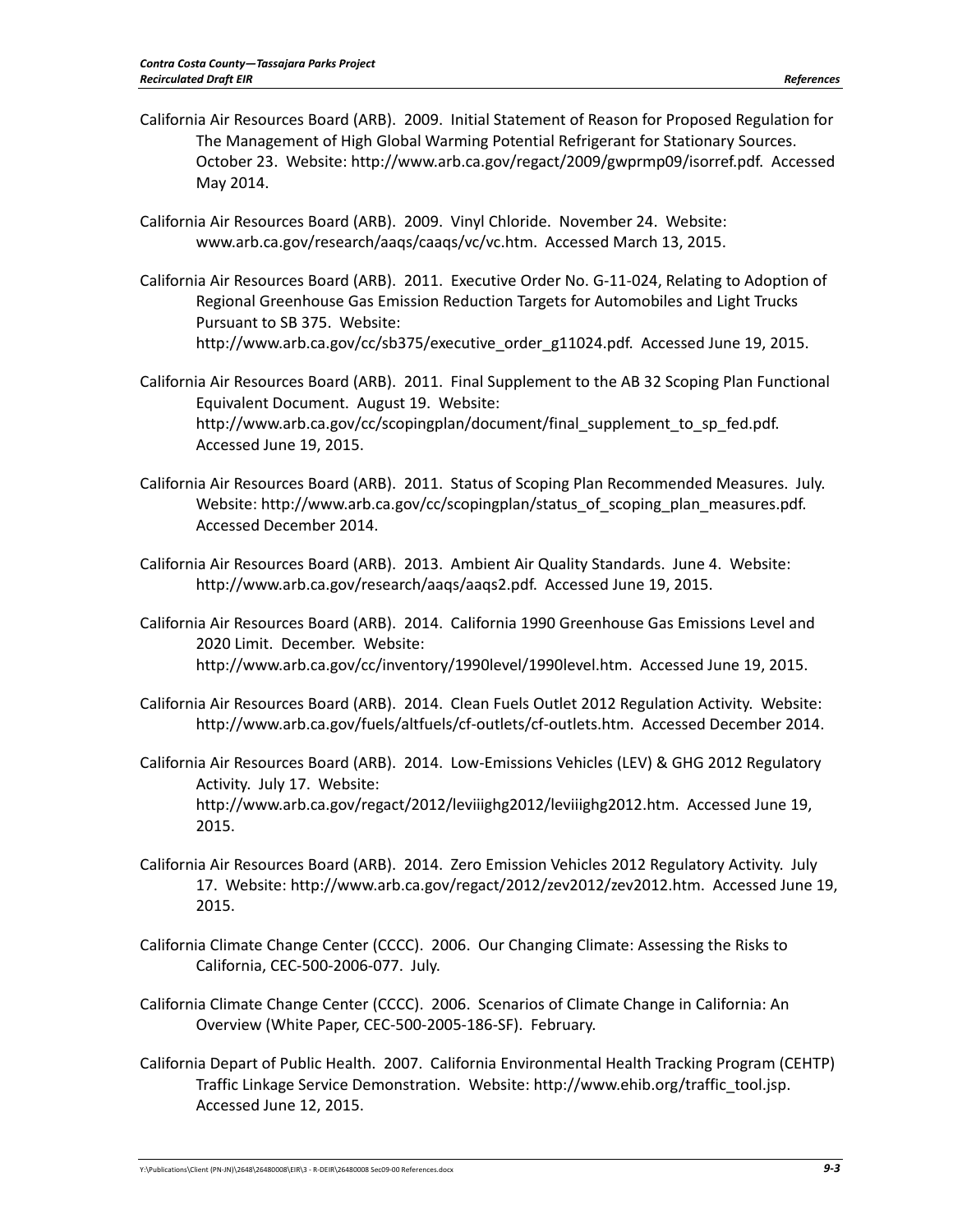California Air Resources Board (ARB). 2009. Initial Statement of Reason for Proposed Regulation for The Management of High Global Warming Potential Refrigerant for Stationary Sources. October 23. Website: http://www.arb.ca.gov/regact/2009/gwprmp09/isorref.pdf. Accessed May 2014.

California Air Resources Board (ARB). 2009. Vinyl Chloride. November 24. Website: www.arb.ca.gov/research/aaqs/caaqs/vc/vc.htm. Accessed March 13, 2015.

California Air Resources Board (ARB). 2011. Executive Order No. G-11-024, Relating to Adoption of Regional Greenhouse Gas Emission Reduction Targets for Automobiles and Light Trucks Pursuant to SB 375. Website: http://www.arb.ca.gov/cc/sb375/executive_order_g11024.pdf. Accessed June 19, 2015.

California Air Resources Board (ARB). 2011. Final Supplement to the AB 32 Scoping Plan Functional Equivalent Document. August 19. Website: http://www.arb.ca.gov/cc/scopingplan/document/final_supplement_to_sp_fed.pdf. Accessed June 19, 2015.

California Air Resources Board (ARB). 2011. Status of Scoping Plan Recommended Measures. July. Website: http://www.arb.ca.gov/cc/scopingplan/status_of_scoping_plan_measures.pdf. Accessed December 2014.

California Air Resources Board (ARB). 2013. Ambient Air Quality Standards. June 4. Website: http://www.arb.ca.gov/research/aaqs/aaqs2.pdf. Accessed June 19, 2015.

California Air Resources Board (ARB). 2014. California 1990 Greenhouse Gas Emissions Level and 2020 Limit. December. Website: http://www.arb.ca.gov/cc/inventory/1990level/1990level.htm. Accessed June 19, 2015.

California Air Resources Board (ARB). 2014. Clean Fuels Outlet 2012 Regulation Activity. Website: http://www.arb.ca.gov/fuels/altfuels/cf-outlets/cf-outlets.htm. Accessed December 2014.

California Air Resources Board (ARB). 2014. Low-Emissions Vehicles (LEV) & GHG 2012 Regulatory Activity. July 17. Website: http://www.arb.ca.gov/regact/2012/leviiighg2012/leviiighg2012.htm. Accessed June 19, 2015.

California Air Resources Board (ARB). 2014. Zero Emission Vehicles 2012 Regulatory Activity. July 17. Website: http://www.arb.ca.gov/regact/2012/zev2012/zev2012.htm. Accessed June 19, 2015.

California Climate Change Center (CCCC). 2006. Our Changing Climate: Assessing the Risks to California, CEC-500-2006-077. July.

California Climate Change Center (CCCC). 2006. Scenarios of Climate Change in California: An Overview (White Paper, CEC-500-2005-186-SF). February.

California Depart of Public Health. 2007. California Environmental Health Tracking Program (CEHTP) Traffic Linkage Service Demonstration. Website: http://www.ehib.org/traffic_tool.jsp. Accessed June 12, 2015.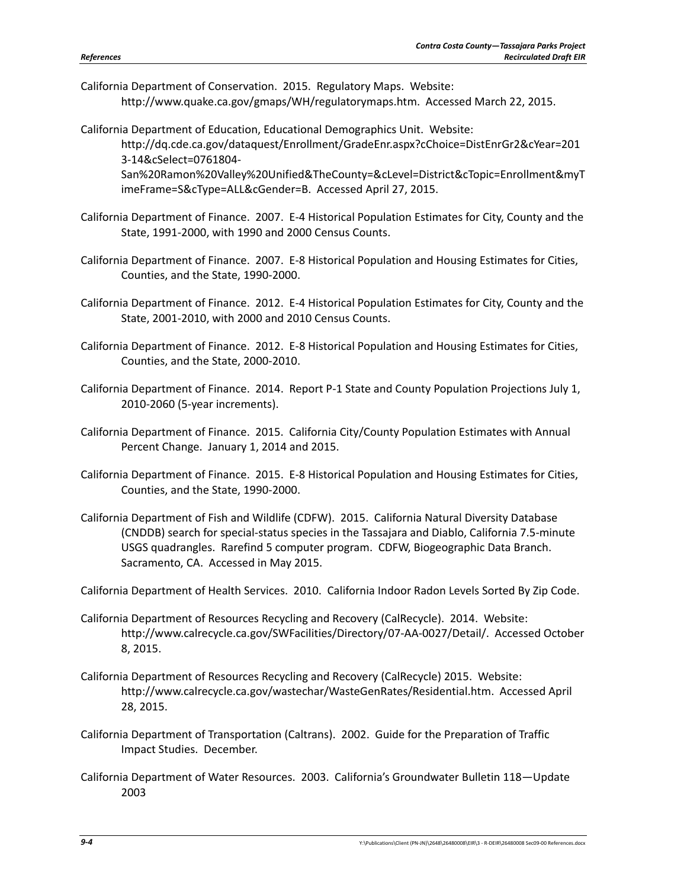California Department of Conservation. 2015. Regulatory Maps. Website: http://www.quake.ca.gov/gmaps/WH/regulatorymaps.htm. Accessed March 22, 2015.

California Department of Education, Educational Demographics Unit. Website: http://dq.cde.ca.gov/dataquest/Enrollment/GradeEnr.aspx?cChoice=DistEnrGr2&cYear=2013-14&cSelect=0761804-San%20Ramon%20Valley%20Unified&TheCounty=&cLevel=District&cTopic=Enrollment&myTimeFrame=S&cType=ALL&cGender=B. Accessed April 27, 2015.

California Department of Finance. 2007. E-4 Historical Population Estimates for City, County and the State, 1991-2000, with 1990 and 2000 Census Counts.

California Department of Finance. 2007. E-8 Historical Population and Housing Estimates for Cities, Counties, and the State, 1990-2000.

California Department of Finance. 2012. E-4 Historical Population Estimates for City, County and the State, 2001-2010, with 2000 and 2010 Census Counts.

California Department of Finance. 2012. E-8 Historical Population and Housing Estimates for Cities, Counties, and the State, 2000-2010.

California Department of Finance. 2014. Report P-1 State and County Population Projections July 1, 2010-2060 (5-year increments).

California Department of Finance. 2015. California City/County Population Estimates with Annual Percent Change. January 1, 2014 and 2015.

California Department of Finance. 2015. E-8 Historical Population and Housing Estimates for Cities, Counties, and the State, 1990-2000.

California Department of Fish and Wildlife (CDFW). 2015. California Natural Diversity Database (CNDDB) search for special-status species in the Tassajara and Diablo, California 7.5-minute USGS quadrangles. Rarefind 5 computer program. CDFW, Biogeographic Data Branch. Sacramento, CA. Accessed in May 2015.

California Department of Health Services. 2010. California Indoor Radon Levels Sorted By Zip Code.

California Department of Resources Recycling and Recovery (CalRecycle). 2014. Website: http://www.calrecycle.ca.gov/SWFacilities/Directory/07-AA-0027/Detail/. Accessed October 8, 2015.

California Department of Resources Recycling and Recovery (CalRecycle) 2015. Website: http://www.calrecycle.ca.gov/wastechar/WasteGenRates/Residential.htm. Accessed April 28, 2015.

California Department of Transportation (Caltrans). 2002. Guide for the Preparation of Traffic Impact Studies. December.

California Department of Water Resources. 2003. California's Groundwater Bulletin 118—Update 2003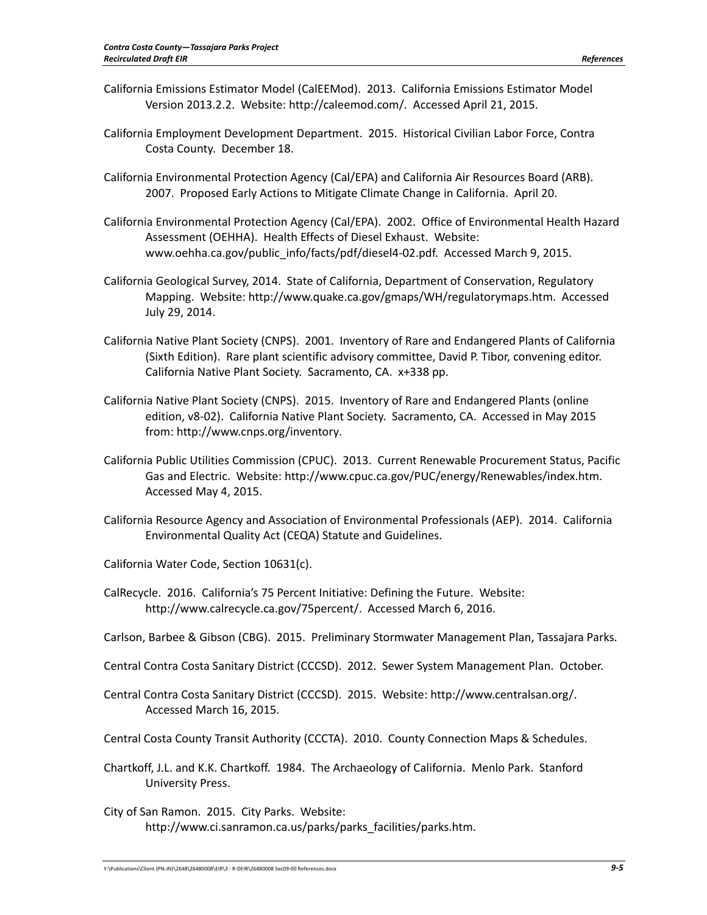California Emissions Estimator Model (CalEEMod). 2013. California Emissions Estimator Model Version 2013.2.2. Website: http://caleemod.com/. Accessed April 21, 2015.

California Employment Development Department. 2015. Historical Civilian Labor Force, Contra Costa County. December 18.

California Environmental Protection Agency (Cal/EPA) and California Air Resources Board (ARB). 2007. Proposed Early Actions to Mitigate Climate Change in California. April 20.

California Environmental Protection Agency (Cal/EPA). 2002. Office of Environmental Health Hazard Assessment (OEHHA). Health Effects of Diesel Exhaust. Website: www.oehha.ca.gov/public_info/facts/pdf/diesel4-02.pdf. Accessed March 9, 2015.

California Geological Survey, 2014. State of California, Department of Conservation, Regulatory Mapping. Website: http://www.quake.ca.gov/gmaps/WH/regulatorymaps.htm. Accessed July 29, 2014.

California Native Plant Society (CNPS). 2001. Inventory of Rare and Endangered Plants of California (Sixth Edition). Rare plant scientific advisory committee, David P. Tibor, convening editor. California Native Plant Society. Sacramento, CA. x+338 pp.

California Native Plant Society (CNPS). 2015. Inventory of Rare and Endangered Plants (online edition, v8-02). California Native Plant Society. Sacramento, CA. Accessed in May 2015 from: http://www.cnps.org/inventory.

California Public Utilities Commission (CPUC). 2013. Current Renewable Procurement Status, Pacific Gas and Electric. Website: http://www.cpuc.ca.gov/PUC/energy/Renewables/index.htm. Accessed May 4, 2015.

California Resource Agency and Association of Environmental Professionals (AEP). 2014. California Environmental Quality Act (CEQA) Statute and Guidelines.

California Water Code, Section 10631(c).

CalRecycle. 2016. California's 75 Percent Initiative: Defining the Future. Website: http://www.calrecycle.ca.gov/75percent/. Accessed March 6, 2016.

Carlson, Barbee & Gibson (CBG). 2015. Preliminary Stormwater Management Plan, Tassajara Parks.

Central Contra Costa Sanitary District (CCCSD). 2012. Sewer System Management Plan. October.

Central Contra Costa Sanitary District (CCCSD). 2015. Website: http://www.centralsan.org/. Accessed March 16, 2015.

Central Costa County Transit Authority (CCCTA). 2010. County Connection Maps & Schedules.

Chartkoff, J.L. and K.K. Chartkoff. 1984. The Archaeology of California. Menlo Park. Stanford University Press.

City of San Ramon. 2015. City Parks. Website: http://www.ci.sanramon.ca.us/parks/parks_facilities/parks.htm.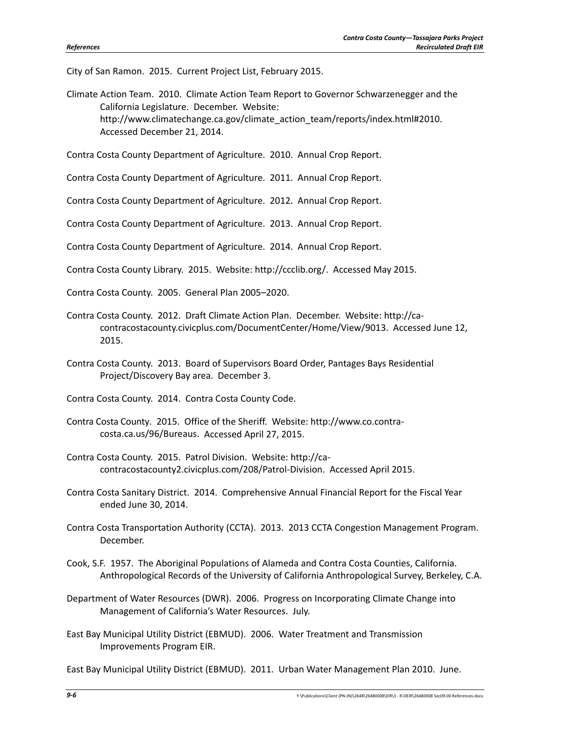City of San Ramon. 2015. Current Project List, February 2015.

Climate Action Team. 2010. Climate Action Team Report to Governor Schwarzenegger and the California Legislature. December. Website: http://www.climatechange.ca.gov/climate_action_team/reports/index.html#2010. Accessed December 21, 2014.

Contra Costa County Department of Agriculture. 2010. Annual Crop Report.

Contra Costa County Department of Agriculture. 2011. Annual Crop Report.

Contra Costa County Department of Agriculture. 2012. Annual Crop Report.

Contra Costa County Department of Agriculture. 2013. Annual Crop Report.

Contra Costa County Department of Agriculture. 2014. Annual Crop Report.

Contra Costa County Library. 2015. Website: http://ccclib.org/. Accessed May 2015.

Contra Costa County. 2005. General Plan 2005–2020.

Contra Costa County. 2012. Draft Climate Action Plan. December. Website: http://ca-contracostacounty.civicplus.com/DocumentCenter/Home/View/9013. Accessed June 12, 2015.

Contra Costa County. 2013. Board of Supervisors Board Order, Pantages Bays Residential Project/Discovery Bay area. December 3.

Contra Costa County. 2014. Contra Costa County Code.

Contra Costa County. 2015. Office of the Sheriff. Website: http://www.co.contra-costa.ca.us/96/Bureaus. Accessed April 27, 2015.

Contra Costa County. 2015. Patrol Division. Website: http://ca-contracostacounty2.civicplus.com/208/Patrol-Division. Accessed April 2015.

Contra Costa Sanitary District. 2014. Comprehensive Annual Financial Report for the Fiscal Year ended June 30, 2014.

Contra Costa Transportation Authority (CCTA). 2013. 2013 CCTA Congestion Management Program. December.

Cook, S.F. 1957. The Aboriginal Populations of Alameda and Contra Costa Counties, California. Anthropological Records of the University of California Anthropological Survey, Berkeley, C.A.

Department of Water Resources (DWR). 2006. Progress on Incorporating Climate Change into Management of California's Water Resources. July.

East Bay Municipal Utility District (EBMUD). 2006. Water Treatment and Transmission Improvements Program EIR.

East Bay Municipal Utility District (EBMUD). 2011. Urban Water Management Plan 2010. June.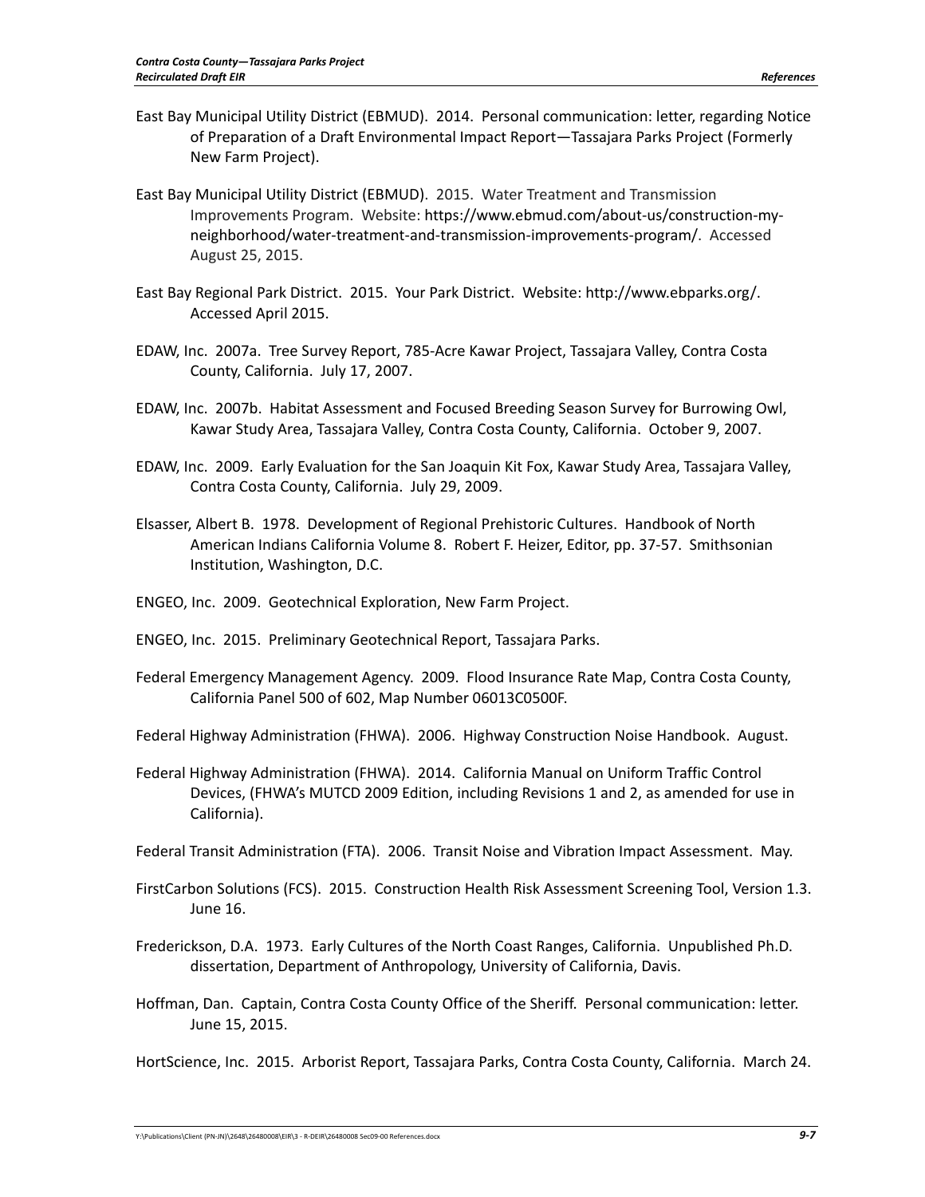East Bay Municipal Utility District (EBMUD). 2014. Personal communication: letter, regarding Notice of Preparation of a Draft Environmental Impact Report—Tassajara Parks Project (Formerly New Farm Project).

East Bay Municipal Utility District (EBMUD). 2015. Water Treatment and Transmission Improvements Program. Website: https://www.ebmud.com/about-us/construction-my-neighborhood/water-treatment-and-transmission-improvements-program/. Accessed August 25, 2015.

East Bay Regional Park District. 2015. Your Park District. Website: http://www.ebparks.org/. Accessed April 2015.

EDAW, Inc. 2007a. Tree Survey Report, 785-Acre Kawar Project, Tassajara Valley, Contra Costa County, California. July 17, 2007.

EDAW, Inc. 2007b. Habitat Assessment and Focused Breeding Season Survey for Burrowing Owl, Kawar Study Area, Tassajara Valley, Contra Costa County, California. October 9, 2007.

EDAW, Inc. 2009. Early Evaluation for the San Joaquin Kit Fox, Kawar Study Area, Tassajara Valley, Contra Costa County, California. July 29, 2009.

Elsasser, Albert B. 1978. Development of Regional Prehistoric Cultures. Handbook of North American Indians California Volume 8. Robert F. Heizer, Editor, pp. 37-57. Smithsonian Institution, Washington, D.C.

ENGEO, Inc. 2009. Geotechnical Exploration, New Farm Project.

ENGEO, Inc. 2015. Preliminary Geotechnical Report, Tassajara Parks.

Federal Emergency Management Agency. 2009. Flood Insurance Rate Map, Contra Costa County, California Panel 500 of 602, Map Number 06013C0500F.

Federal Highway Administration (FHWA). 2006. Highway Construction Noise Handbook. August.

Federal Highway Administration (FHWA). 2014. California Manual on Uniform Traffic Control Devices, (FHWA's MUTCD 2009 Edition, including Revisions 1 and 2, as amended for use in California).

Federal Transit Administration (FTA). 2006. Transit Noise and Vibration Impact Assessment. May.

FirstCarbon Solutions (FCS). 2015. Construction Health Risk Assessment Screening Tool, Version 1.3. June 16.

Frederickson, D.A. 1973. Early Cultures of the North Coast Ranges, California. Unpublished Ph.D. dissertation, Department of Anthropology, University of California, Davis.

Hoffman, Dan. Captain, Contra Costa County Office of the Sheriff. Personal communication: letter. June 15, 2015.

HortScience, Inc. 2015. Arborist Report, Tassajara Parks, Contra Costa County, California. March 24.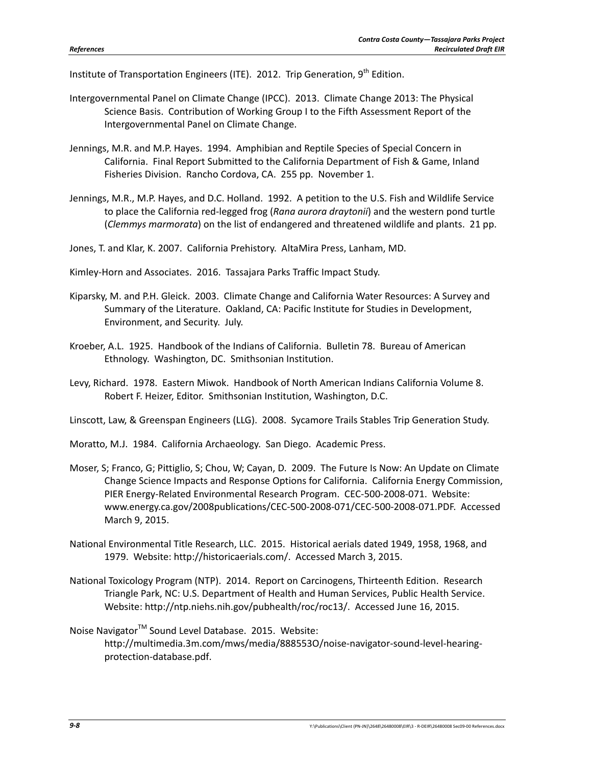Institute of Transportation Engineers (ITE). 2012. Trip Generation, 9th Edition.

Intergovernmental Panel on Climate Change (IPCC). 2013. Climate Change 2013: The Physical Science Basis. Contribution of Working Group I to the Fifth Assessment Report of the Intergovernmental Panel on Climate Change.

Jennings, M.R. and M.P. Hayes. 1994. Amphibian and Reptile Species of Special Concern in California. Final Report Submitted to the California Department of Fish & Game, Inland Fisheries Division. Rancho Cordova, CA. 255 pp. November 1.

Jennings, M.R., M.P. Hayes, and D.C. Holland. 1992. A petition to the U.S. Fish and Wildlife Service to place the California red-legged frog (*Rana aurora draytonii*) and the western pond turtle (*Clemmys marmorata*) on the list of endangered and threatened wildlife and plants. 21 pp.

Jones, T. and Klar, K. 2007. California Prehistory. AltaMira Press, Lanham, MD.

Kimley-Horn and Associates. 2016. Tassajara Parks Traffic Impact Study.

Kiparsky, M. and P.H. Gleick. 2003. Climate Change and California Water Resources: A Survey and Summary of the Literature. Oakland, CA: Pacific Institute for Studies in Development, Environment, and Security. July.

Kroeber, A.L. 1925. Handbook of the Indians of California. Bulletin 78. Bureau of American Ethnology. Washington, DC. Smithsonian Institution.

Levy, Richard. 1978. Eastern Miwok. Handbook of North American Indians California Volume 8. Robert F. Heizer, Editor. Smithsonian Institution, Washington, D.C.

Linscott, Law, & Greenspan Engineers (LLG). 2008. Sycamore Trails Stables Trip Generation Study.

Moratto, M.J. 1984. California Archaeology. San Diego. Academic Press.

Moser, S; Franco, G; Pittiglio, S; Chou, W; Cayan, D. 2009. The Future Is Now: An Update on Climate Change Science Impacts and Response Options for California. California Energy Commission, PIER Energy-Related Environmental Research Program. CEC-500-2008-071. Website: www.energy.ca.gov/2008publications/CEC-500-2008-071/CEC-500-2008-071.PDF. Accessed March 9, 2015.

National Environmental Title Research, LLC. 2015. Historical aerials dated 1949, 1958, 1968, and 1979. Website: http://historicaerials.com/. Accessed March 3, 2015.

National Toxicology Program (NTP). 2014. Report on Carcinogens, Thirteenth Edition. Research Triangle Park, NC: U.S. Department of Health and Human Services, Public Health Service. Website: http://ntp.niehs.nih.gov/pubhealth/roc/roc13/. Accessed June 16, 2015.

Noise Navigator™ Sound Level Database. 2015. Website: http://multimedia.3m.com/mws/media/888553O/noise-navigator-sound-level-hearing-protection-database.pdf.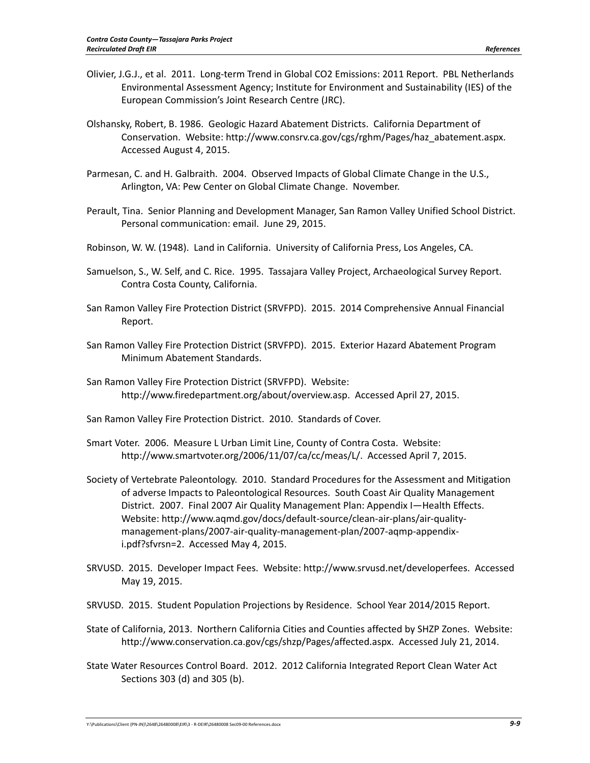Olivier, J.G.J., et al. 2011. Long-term Trend in Global CO2 Emissions: 2011 Report. PBL Netherlands Environmental Assessment Agency; Institute for Environment and Sustainability (IES) of the European Commission's Joint Research Centre (JRC).

Olshansky, Robert, B. 1986. Geologic Hazard Abatement Districts. California Department of Conservation. Website: http://www.consrv.ca.gov/cgs/rghm/Pages/haz_abatement.aspx. Accessed August 4, 2015.

Parmesan, C. and H. Galbraith. 2004. Observed Impacts of Global Climate Change in the U.S., Arlington, VA: Pew Center on Global Climate Change. November.

Perault, Tina. Senior Planning and Development Manager, San Ramon Valley Unified School District. Personal communication: email. June 29, 2015.

Robinson, W. W. (1948). Land in California. University of California Press, Los Angeles, CA.

Samuelson, S., W. Self, and C. Rice. 1995. Tassajara Valley Project, Archaeological Survey Report. Contra Costa County, California.

San Ramon Valley Fire Protection District (SRVFPD). 2015. 2014 Comprehensive Annual Financial Report.

San Ramon Valley Fire Protection District (SRVFPD). 2015. Exterior Hazard Abatement Program Minimum Abatement Standards.

San Ramon Valley Fire Protection District (SRVFPD). Website: http://www.firedepartment.org/about/overview.asp. Accessed April 27, 2015.

San Ramon Valley Fire Protection District. 2010. Standards of Cover.

Smart Voter. 2006. Measure L Urban Limit Line, County of Contra Costa. Website: http://www.smartvoter.org/2006/11/07/ca/cc/meas/L/. Accessed April 7, 2015.

Society of Vertebrate Paleontology. 2010. Standard Procedures for the Assessment and Mitigation of adverse Impacts to Paleontological Resources. South Coast Air Quality Management District. 2007. Final 2007 Air Quality Management Plan: Appendix I—Health Effects. Website: http://www.aqmd.gov/docs/default-source/clean-air-plans/air-quality-management-plans/2007-air-quality-management-plan/2007-aqmp-appendix-i.pdf?sfvrsn=2. Accessed May 4, 2015.

SRVUSD. 2015. Developer Impact Fees. Website: http://www.srvusd.net/developerfees. Accessed May 19, 2015.

SRVUSD. 2015. Student Population Projections by Residence. School Year 2014/2015 Report.

State of California, 2013. Northern California Cities and Counties affected by SHZP Zones. Website: http://www.conservation.ca.gov/cgs/shzp/Pages/affected.aspx. Accessed July 21, 2014.

State Water Resources Control Board. 2012. 2012 California Integrated Report Clean Water Act Sections 303 (d) and 305 (b).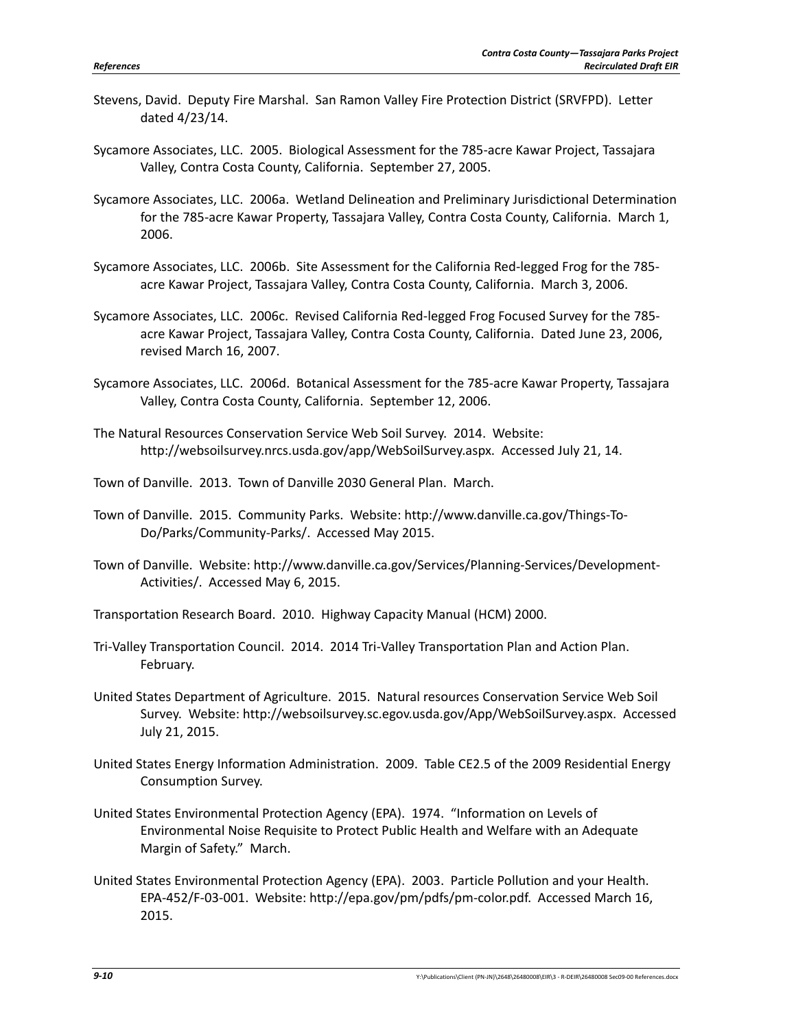Stevens, David. Deputy Fire Marshal. San Ramon Valley Fire Protection District (SRVFPD). Letter dated 4/23/14.

Sycamore Associates, LLC. 2005. Biological Assessment for the 785-acre Kawar Project, Tassajara Valley, Contra Costa County, California. September 27, 2005.

Sycamore Associates, LLC. 2006a. Wetland Delineation and Preliminary Jurisdictional Determination for the 785-acre Kawar Property, Tassajara Valley, Contra Costa County, California. March 1, 2006.

Sycamore Associates, LLC. 2006b. Site Assessment for the California Red-legged Frog for the 785-acre Kawar Project, Tassajara Valley, Contra Costa County, California. March 3, 2006.

Sycamore Associates, LLC. 2006c. Revised California Red-legged Frog Focused Survey for the 785-acre Kawar Project, Tassajara Valley, Contra Costa County, California. Dated June 23, 2006, revised March 16, 2007.

Sycamore Associates, LLC. 2006d. Botanical Assessment for the 785-acre Kawar Property, Tassajara Valley, Contra Costa County, California. September 12, 2006.

The Natural Resources Conservation Service Web Soil Survey. 2014. Website: http://websoilsurvey.nrcs.usda.gov/app/WebSoilSurvey.aspx. Accessed July 21, 14.

Town of Danville. 2013. Town of Danville 2030 General Plan. March.

Town of Danville. 2015. Community Parks. Website: http://www.danville.ca.gov/Things-To-Do/Parks/Community-Parks/. Accessed May 2015.

Town of Danville. Website: http://www.danville.ca.gov/Services/Planning-Services/Development-Activities/. Accessed May 6, 2015.

Transportation Research Board. 2010. Highway Capacity Manual (HCM) 2000.

Tri-Valley Transportation Council. 2014. 2014 Tri-Valley Transportation Plan and Action Plan. February.

United States Department of Agriculture. 2015. Natural resources Conservation Service Web Soil Survey. Website: http://websoilsurvey.sc.egov.usda.gov/App/WebSoilSurvey.aspx. Accessed July 21, 2015.

United States Energy Information Administration. 2009. Table CE2.5 of the 2009 Residential Energy Consumption Survey.

United States Environmental Protection Agency (EPA). 1974. "Information on Levels of Environmental Noise Requisite to Protect Public Health and Welfare with an Adequate Margin of Safety." March.

United States Environmental Protection Agency (EPA). 2003. Particle Pollution and your Health. EPA-452/F-03-001. Website: http://epa.gov/pm/pdfs/pm-color.pdf. Accessed March 16, 2015.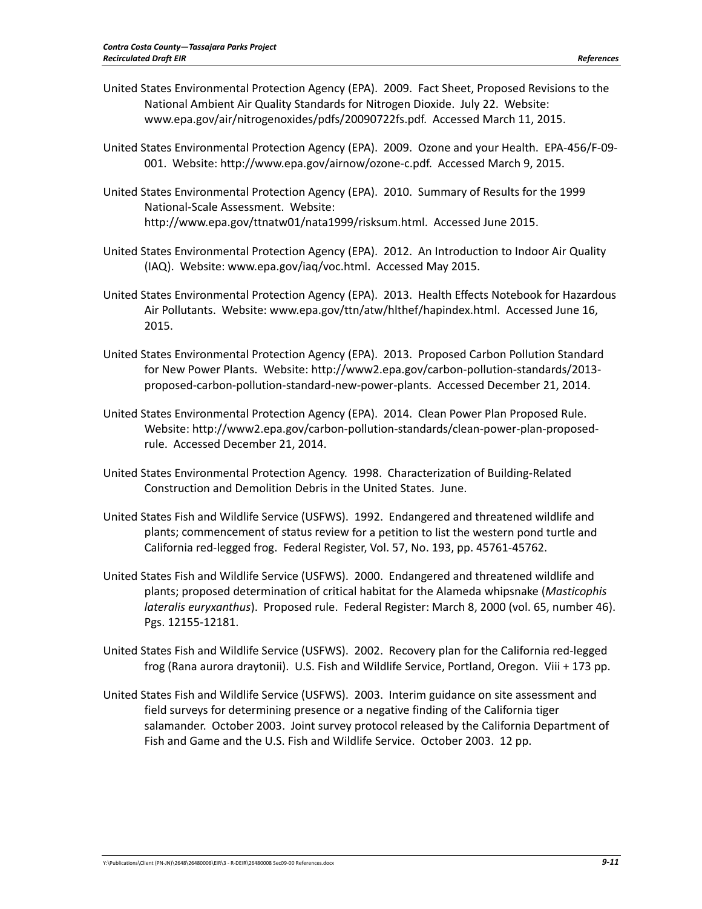United States Environmental Protection Agency (EPA). 2009. Fact Sheet, Proposed Revisions to the National Ambient Air Quality Standards for Nitrogen Dioxide. July 22. Website: www.epa.gov/air/nitrogenoxides/pdfs/20090722fs.pdf. Accessed March 11, 2015.

United States Environmental Protection Agency (EPA). 2009. Ozone and your Health. EPA-456/F-09-001. Website: http://www.epa.gov/airnow/ozone-c.pdf. Accessed March 9, 2015.

United States Environmental Protection Agency (EPA). 2010. Summary of Results for the 1999 National-Scale Assessment. Website: http://www.epa.gov/ttnatw01/nata1999/risksum.html. Accessed June 2015.

United States Environmental Protection Agency (EPA). 2012. An Introduction to Indoor Air Quality (IAQ). Website: www.epa.gov/iaq/voc.html. Accessed May 2015.

United States Environmental Protection Agency (EPA). 2013. Health Effects Notebook for Hazardous Air Pollutants. Website: www.epa.gov/ttn/atw/hlthef/hapindex.html. Accessed June 16, 2015.

United States Environmental Protection Agency (EPA). 2013. Proposed Carbon Pollution Standard for New Power Plants. Website: http://www2.epa.gov/carbon-pollution-standards/2013-proposed-carbon-pollution-standard-new-power-plants. Accessed December 21, 2014.

United States Environmental Protection Agency (EPA). 2014. Clean Power Plan Proposed Rule. Website: http://www2.epa.gov/carbon-pollution-standards/clean-power-plan-proposed-rule. Accessed December 21, 2014.

United States Environmental Protection Agency. 1998. Characterization of Building-Related Construction and Demolition Debris in the United States. June.

United States Fish and Wildlife Service (USFWS). 1992. Endangered and threatened wildlife and plants; commencement of status review for a petition to list the western pond turtle and California red-legged frog. Federal Register, Vol. 57, No. 193, pp. 45761-45762.

United States Fish and Wildlife Service (USFWS). 2000. Endangered and threatened wildlife and plants; proposed determination of critical habitat for the Alameda whipsnake (*Masticophis lateralis euryxanthus*). Proposed rule. Federal Register: March 8, 2000 (vol. 65, number 46). Pgs. 12155-12181.

United States Fish and Wildlife Service (USFWS). 2002. Recovery plan for the California red-legged frog (Rana aurora draytonii). U.S. Fish and Wildlife Service, Portland, Oregon. Viii + 173 pp.

United States Fish and Wildlife Service (USFWS). 2003. Interim guidance on site assessment and field surveys for determining presence or a negative finding of the California tiger salamander. October 2003. Joint survey protocol released by the California Department of Fish and Game and the U.S. Fish and Wildlife Service. October 2003. 12 pp.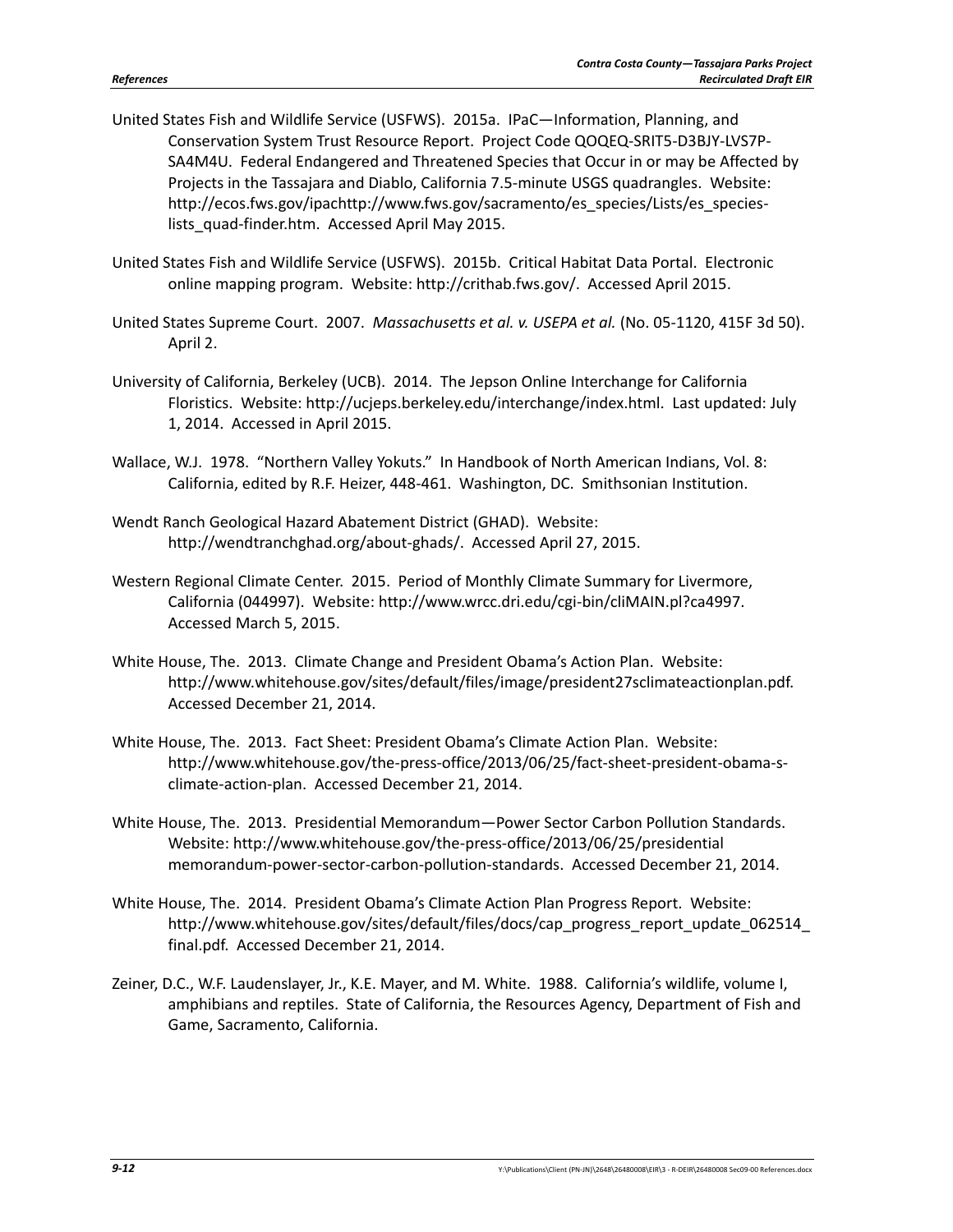United States Fish and Wildlife Service (USFWS). 2015a. IPaC—Information, Planning, and Conservation System Trust Resource Report. Project Code QOQEQ-SRIT5-D3BJY-LVS7P-SA4M4U. Federal Endangered and Threatened Species that Occur in or may be Affected by Projects in the Tassajara and Diablo, California 7.5-minute USGS quadrangles. Website: http://ecos.fws.gov/ipachttp://www.fws.gov/sacramento/es_species/Lists/es_species-lists_quad-finder.htm. Accessed April May 2015.

United States Fish and Wildlife Service (USFWS). 2015b. Critical Habitat Data Portal. Electronic online mapping program. Website: http://crithab.fws.gov/. Accessed April 2015.

United States Supreme Court. 2007. *Massachusetts et al. v. USEPA et al.* (No. 05-1120, 415F 3d 50). April 2.

University of California, Berkeley (UCB). 2014. The Jepson Online Interchange for California Floristics. Website: http://ucjeps.berkeley.edu/interchange/index.html. Last updated: July 1, 2014. Accessed in April 2015.

Wallace, W.J. 1978. "Northern Valley Yokuts." In Handbook of North American Indians, Vol. 8: California, edited by R.F. Heizer, 448-461. Washington, DC. Smithsonian Institution.

Wendt Ranch Geological Hazard Abatement District (GHAD). Website: http://wendtranchghad.org/about-ghads/. Accessed April 27, 2015.

Western Regional Climate Center. 2015. Period of Monthly Climate Summary for Livermore, California (044997). Website: http://www.wrcc.dri.edu/cgi-bin/cliMAIN.pl?ca4997. Accessed March 5, 2015.

White House, The. 2013. Climate Change and President Obama's Action Plan. Website: http://www.whitehouse.gov/sites/default/files/image/president27sclimateactionplan.pdf. Accessed December 21, 2014.

White House, The. 2013. Fact Sheet: President Obama's Climate Action Plan. Website: http://www.whitehouse.gov/the-press-office/2013/06/25/fact-sheet-president-obama-s-climate-action-plan. Accessed December 21, 2014.

White House, The. 2013. Presidential Memorandum—Power Sector Carbon Pollution Standards. Website: http://www.whitehouse.gov/the-press-office/2013/06/25/presidential memorandum-power-sector-carbon-pollution-standards. Accessed December 21, 2014.

White House, The. 2014. President Obama's Climate Action Plan Progress Report. Website: http://www.whitehouse.gov/sites/default/files/docs/cap_progress_report_update_062514_final.pdf. Accessed December 21, 2014.

Zeiner, D.C., W.F. Laudenslayer, Jr., K.E. Mayer, and M. White. 1988. California's wildlife, volume I, amphibians and reptiles. State of California, the Resources Agency, Department of Fish and Game, Sacramento, California.